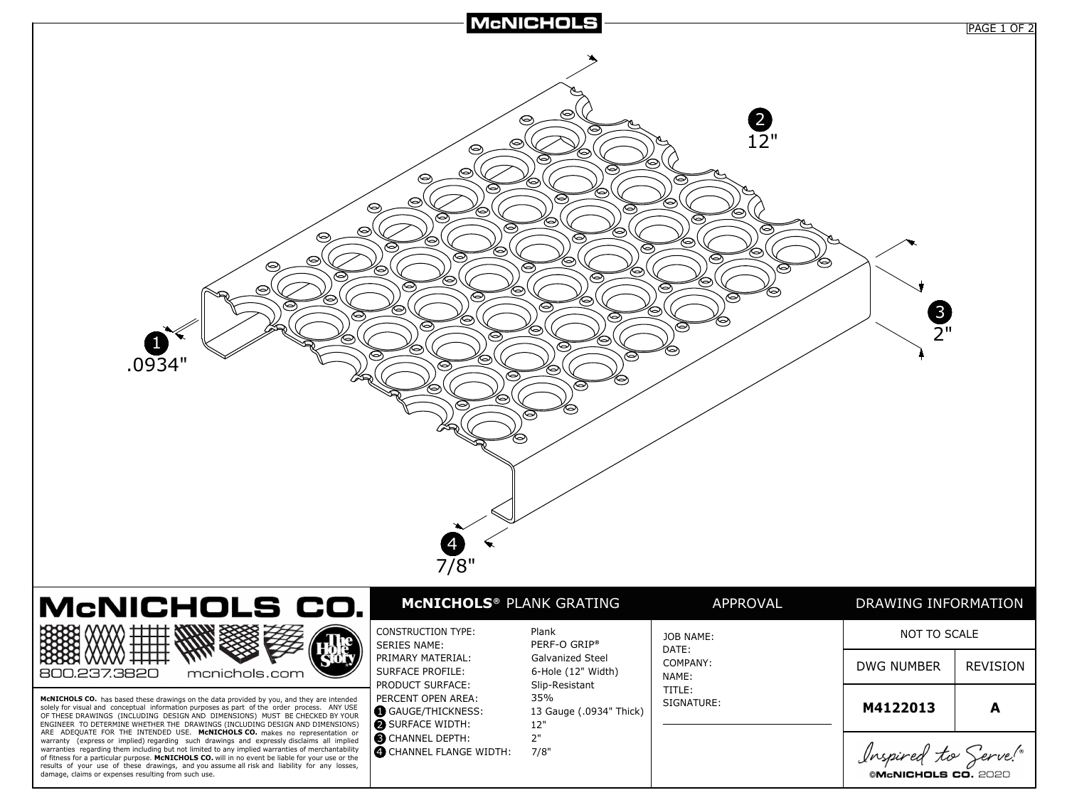# McNICHOLS

1
.0934"

2
12"

3
2"

4
7/8"

## McNICHOLS CO.

800.237.3820 mcnichols.com

**McNICHOLS CO.** has based these drawings on the data provided by you, and they are intended solely for visual and conceptual information purposes as part of the order process. ANY USE OF THESE DRAWINGS (INCLUDING DESIGN AND DIMENSIONS) MUST BE CHECKED BY YOUR ENGINEER TO DETERMINE WHETHER THE DRAWINGS (INCLUDING DESIGN AND DIMENSIONS) ARE ADEQUATE FOR THE INTENDED USE. **McNICHOLS CO.** makes no representation or warranty (express or implied) regarding such drawings and expressly disclaims all implied warranties regarding them including but not limited to any implied warranties of merchantability of fitness for a particular purpose. **McNICHOLS CO.** will in no event be liable for your use or the results of your use of these drawings, and you assume all risk and liability for any losses, damage, claims or expenses resulting from such use.

## McNICHOLS® PLANK GRATING

| | |
|---|---|
| CONSTRUCTION TYPE: | Plank |
| SERIES NAME: | PERF-O GRIP® |
| PRIMARY MATERIAL: | Galvanized Steel |
| SURFACE PROFILE: | 6-Hole (12" Width) |
| PRODUCT SURFACE: | Slip-Resistant |
| PERCENT OPEN AREA: | 35% |
| 1 GAUGE/THICKNESS: | 13 Gauge (.0934" Thick) |
| 2 SURFACE WIDTH: | 12" |
| 3 CHANNEL DEPTH: | 2" |
| 4 CHANNEL FLANGE WIDTH: | 7/8" |

## APPROVAL

JOB NAME:
DATE:
COMPANY:
NAME:
TITLE:
SIGNATURE:

## DRAWING INFORMATION

NOT TO SCALE

| DWG NUMBER | REVISION |
|---|---|
| **M4122013** | **A** |

*Inspired to Serve!®*

©McNICHOLS CO. 2020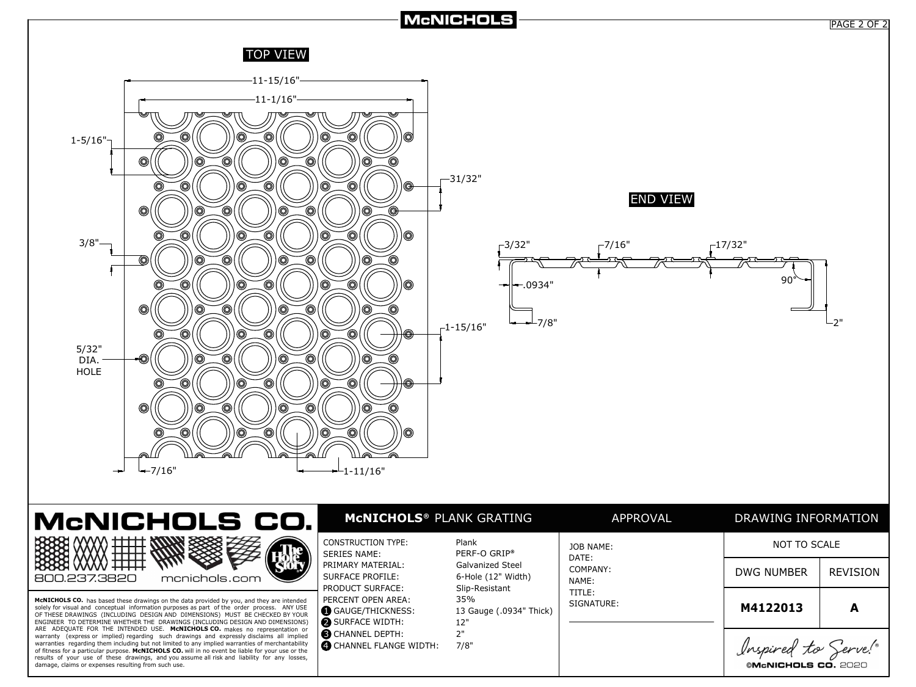## TOP VIEW

11-15/16"

11-1/16"

1-5/16"

31/32"

3/8"

1-15/16"

5/32" DIA. HOLE

7/16"

1-11/16"

## END VIEW

3/32"

7/16"

17/32"

90°

.0934"

7/8"

2"

# McNICHOLS CO.

800.237.3820 mcnichols.com

**McNICHOLS CO.** has based these drawings on the data provided by you, and they are intended solely for visual and conceptual information purposes as part of the order process. ANY USE OF THESE DRAWINGS (INCLUDING DESIGN AND DIMENSIONS) MUST BE CHECKED BY YOUR ENGINEER TO DETERMINE WHETHER THE DRAWINGS (INCLUDING DESIGN AND DIMENSIONS) ARE ADEQUATE FOR THE INTENDED USE. **McNICHOLS CO.** makes no representation or warranty (express or implied) regarding such drawings and expressly disclaims all implied warranties regarding them including but not limited to any implied warranties of merchantability of fitness for a particular purpose. **McNICHOLS CO.** will in no event be liable for your use or the results of your use of these drawings, and you assume all risk and liability for any losses, damage, claims or expenses resulting from such use.

## McNICHOLS® PLANK GRATING

| | |
|---|---|
| CONSTRUCTION TYPE: | Plank |
| SERIES NAME: | PERF-O GRIP® |
| PRIMARY MATERIAL: | Galvanized Steel |
| SURFACE PROFILE: | 6-Hole (12" Width) |
| PRODUCT SURFACE: | Slip-Resistant |
| PERCENT OPEN AREA: | 35% |
| 1 GAUGE/THICKNESS: | 13 Gauge (.0934" Thick) |
| 2 SURFACE WIDTH: | 12" |
| 3 CHANNEL DEPTH: | 2" |
| 4 CHANNEL FLANGE WIDTH: | 7/8" |

## APPROVAL

JOB NAME:
DATE:
COMPANY:
NAME:
TITLE:
SIGNATURE:

## DRAWING INFORMATION

NOT TO SCALE

| DWG NUMBER | REVISION |
|---|---|
| **M4122013** | **A** |

*Inspired to Serve!®*

©McNICHOLS CO. 2020